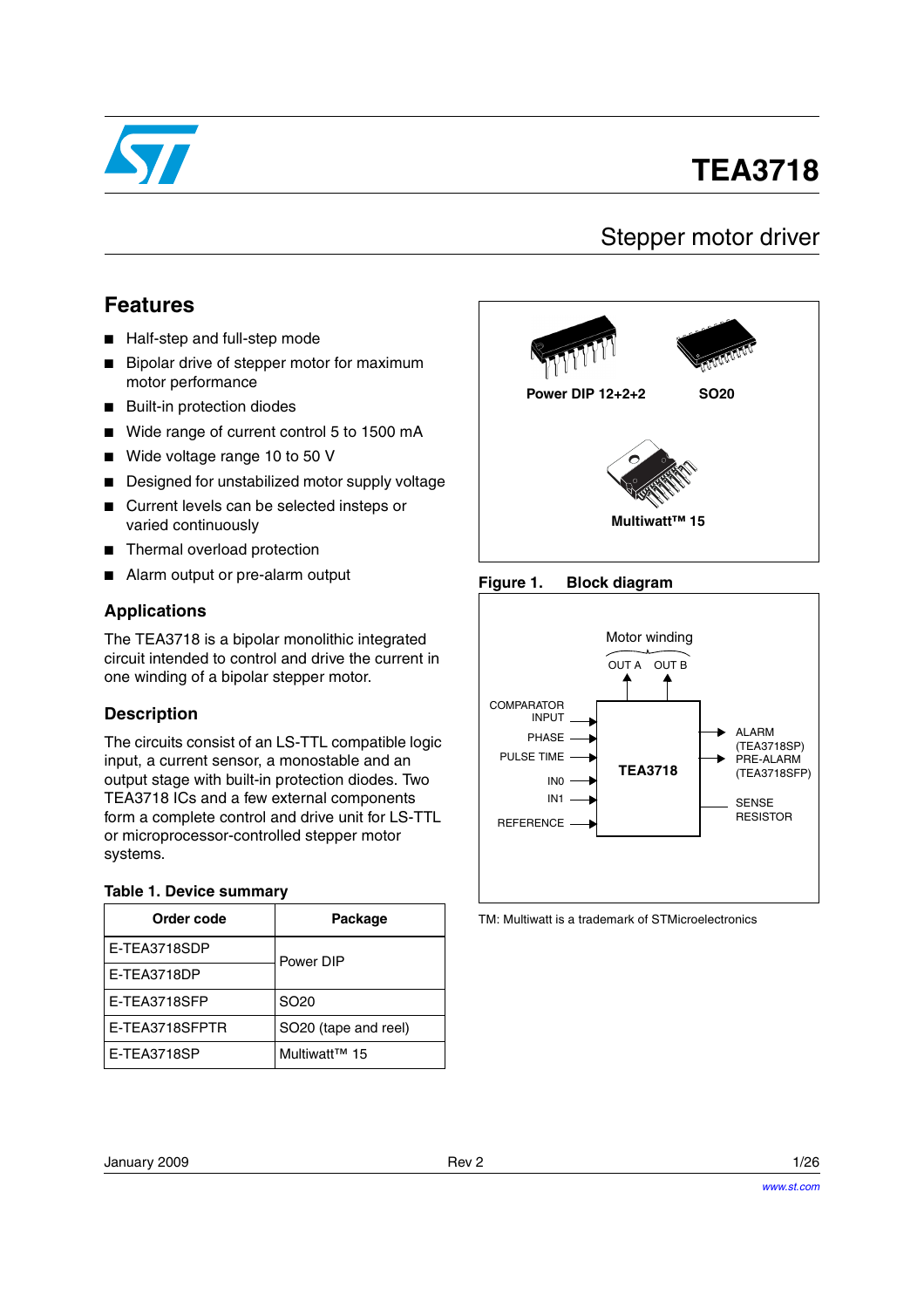# TEA3718

## Stepper motor driver

## Features

- Half-step and full-step mode
- Bipolar drive of stepper motor for maximum motor performance
- Built-in protection diodes
- Wide range of current control 5 to 1500 mA
- Wide voltage range 10 to 50 V
- Designed for unstabilized motor supply voltage
- Current levels can be selected insteps or varied continuously
- Thermal overload protection
- Alarm output or pre-alarm output

## Applications

The TEA3718 is a bipolar monolithic integrated circuit intended to control and drive the current in one winding of a bipolar stepper motor.

## Description

The circuits consist of an LS-TTL compatible logic input, a current sensor, a monostable and an output stage with built-in protection diodes. Two TEA3718 ICs and a few external components form a complete control and drive unit for LS-TTL or microprocessor-controlled stepper motor systems.

**Table 1. Device summary**

| Order code | Package |
|---|---|
| E-TEA3718SDP | Power DIP |
| E-TEA3718DP | Power DIP |
| E-TEA3718SFP | SO20 |
| E-TEA3718SFPTR | SO20 (tape and reel) |
| E-TEA3718SP | Multiwatt™ 15 |

Power DIP 12+2+2 SO20

Multiwatt™ 15

**Figure 1. Block diagram**

Motor winding
OUT A OUT B

COMPARATOR INPUT
PHASE
PULSE TIME
IN0
IN1
REFERENCE

TEA3718

ALARM (TEA3718SP)
PRE-ALARM (TEA3718SFP)
SENSE RESISTOR

TM: Multiwatt is a trademark of STMicroelectronics

January 2009 Rev 2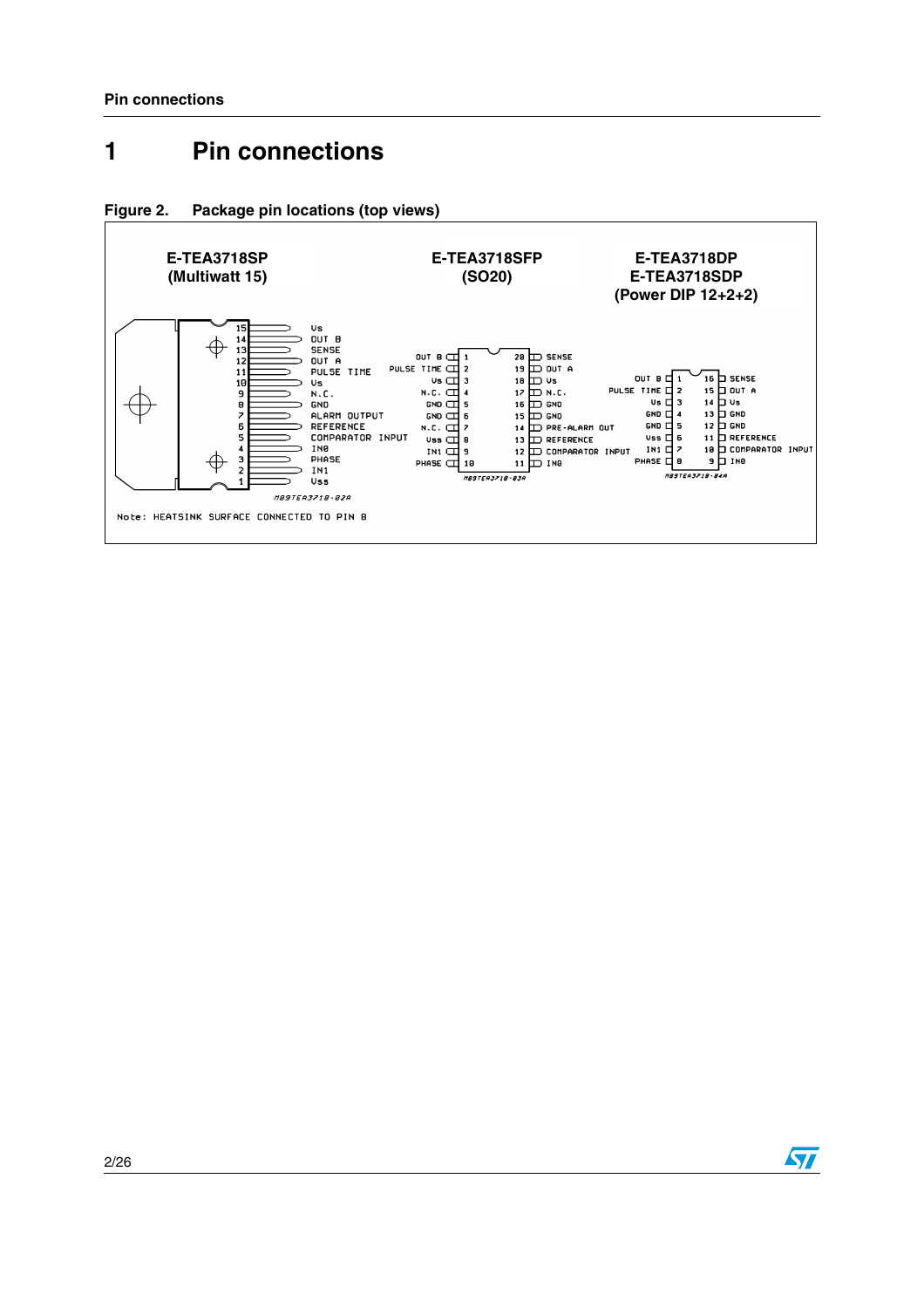# 1 Pin connections

**Figure 2. Package pin locations (top views)**

**E-TEA3718SP (Multiwatt 15)**

| Pin | Name |
|---|---|
| 15 | Vs |
| 14 | OUT B |
| 13 | SENSE |
| 12 | OUT A |
| 11 | PULSE TIME |
| 10 | Vs |
| 9 | N.C. |
| 8 | GND |
| 7 | ALARM OUTPUT |
| 6 | REFERENCE |
| 5 | COMPARATOR INPUT |
| 4 | IN0 |
| 3 | PHASE |
| 2 | IN1 |
| 1 | Vss |

M89TEA3718-02A

Note: HEATSINK SURFACE CONNECTED TO PIN 8

**E-TEA3718SFP (SO20)**

| Pin | Name | Pin | Name |
|---|---|---|---|
| 1 | OUT B | 20 | SENSE |
| 2 | PULSE TIME | 19 | OUT A |
| 3 | Vs | 18 | Vs |
| 4 | N.C. | 17 | N.C. |
| 5 | GND | 16 | GND |
| 6 | GND | 15 | GND |
| 7 | N.C. | 14 | PRE-ALARM OUT |
| 8 | Vss | 13 | REFERENCE |
| 9 | IN1 | 12 | COMPARATOR INPUT |
| 10 | PHASE | 11 | IN0 |

M89TEA3718-03A

**E-TEA3718DP / E-TEA3718SDP (Power DIP 12+2+2)**

| Pin | Name | Pin | Name |
|---|---|---|---|
| 1 | OUT B | 16 | SENSE |
| 2 | PULSE TIME | 15 | OUT A |
| 3 | Vs | 14 | Vs |
| 4 | GND | 13 | GND |
| 5 | GND | 12 | GND |
| 6 | Vss | 11 | REFERENCE |
| 7 | IN1 | 10 | COMPARATOR INPUT |
| 8 | PHASE | 9 | IN0 |

M89TEA3718-04A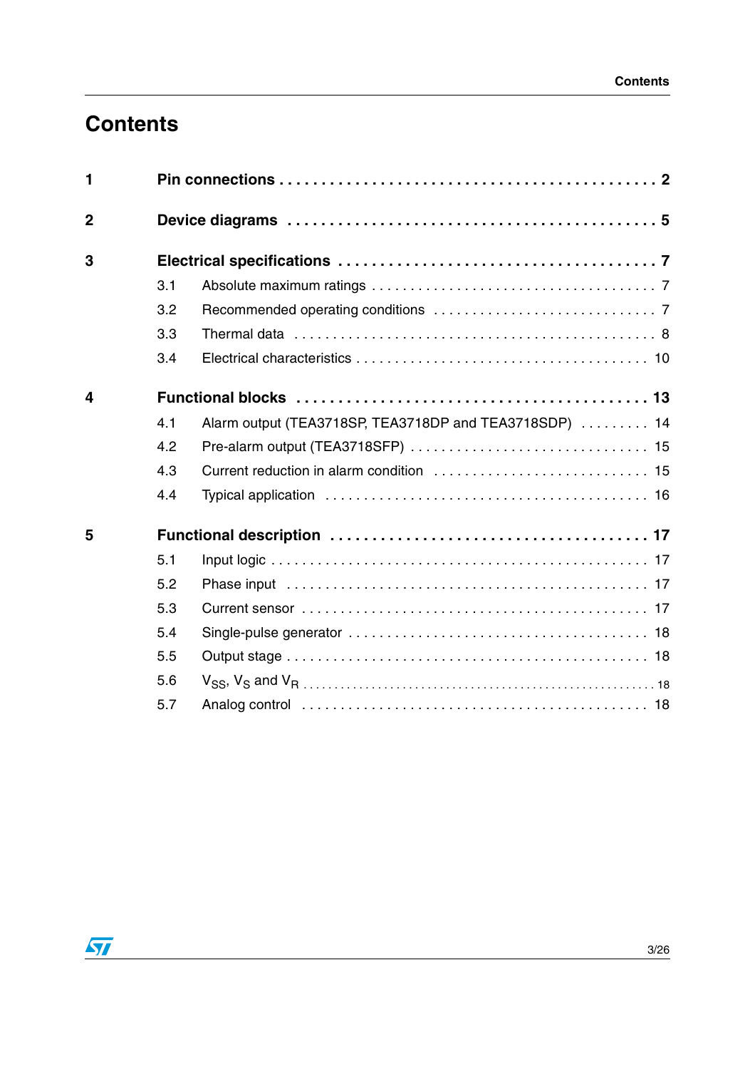# Contents

**1 Pin connections** . . . . . . . . . . . . . . . . . . . . . . . . . . . . . . . . . . . . . . . . . **2**

**2 Device diagrams** . . . . . . . . . . . . . . . . . . . . . . . . . . . . . . . . . . . . . . . . **5**

**3 Electrical specifications** . . . . . . . . . . . . . . . . . . . . . . . . . . . . . . . . . . . **7**

- 3.1 Absolute maximum ratings . . . . . . . . . . . . . . . . . . . . . . . . . . . . . . . . . . 7
- 3.2 Recommended operating conditions . . . . . . . . . . . . . . . . . . . . . . . . . . . 7
- 3.3 Thermal data . . . . . . . . . . . . . . . . . . . . . . . . . . . . . . . . . . . . . . . . . . . 8
- 3.4 Electrical characteristics . . . . . . . . . . . . . . . . . . . . . . . . . . . . . . . . . . . 10

**4 Functional blocks** . . . . . . . . . . . . . . . . . . . . . . . . . . . . . . . . . . . . . . . **13**

- 4.1 Alarm output (TEA3718SP, TEA3718DP and TEA3718SDP) . . . . . . . . . 14
- 4.2 Pre-alarm output (TEA3718SFP) . . . . . . . . . . . . . . . . . . . . . . . . . . . . . 15
- 4.3 Current reduction in alarm condition . . . . . . . . . . . . . . . . . . . . . . . . . . 15
- 4.4 Typical application . . . . . . . . . . . . . . . . . . . . . . . . . . . . . . . . . . . . . . . 16

**5 Functional description** . . . . . . . . . . . . . . . . . . . . . . . . . . . . . . . . . . . . **17**

- 5.1 Input logic . . . . . . . . . . . . . . . . . . . . . . . . . . . . . . . . . . . . . . . . . . . . . 17
- 5.2 Phase input . . . . . . . . . . . . . . . . . . . . . . . . . . . . . . . . . . . . . . . . . . . . 17
- 5.3 Current sensor . . . . . . . . . . . . . . . . . . . . . . . . . . . . . . . . . . . . . . . . . . 17
- 5.4 Single-pulse generator . . . . . . . . . . . . . . . . . . . . . . . . . . . . . . . . . . . . 18
- 5.5 Output stage . . . . . . . . . . . . . . . . . . . . . . . . . . . . . . . . . . . . . . . . . . . . 18
- 5.6 $V_{SS}$, $V_S$ and $V_R$ . . . . . . . . . . . . . . . . . . . . . . . . . . . . . . . . . . . . . . . . 18
- 5.7 Analog control . . . . . . . . . . . . . . . . . . . . . . . . . . . . . . . . . . . . . . . . . . 18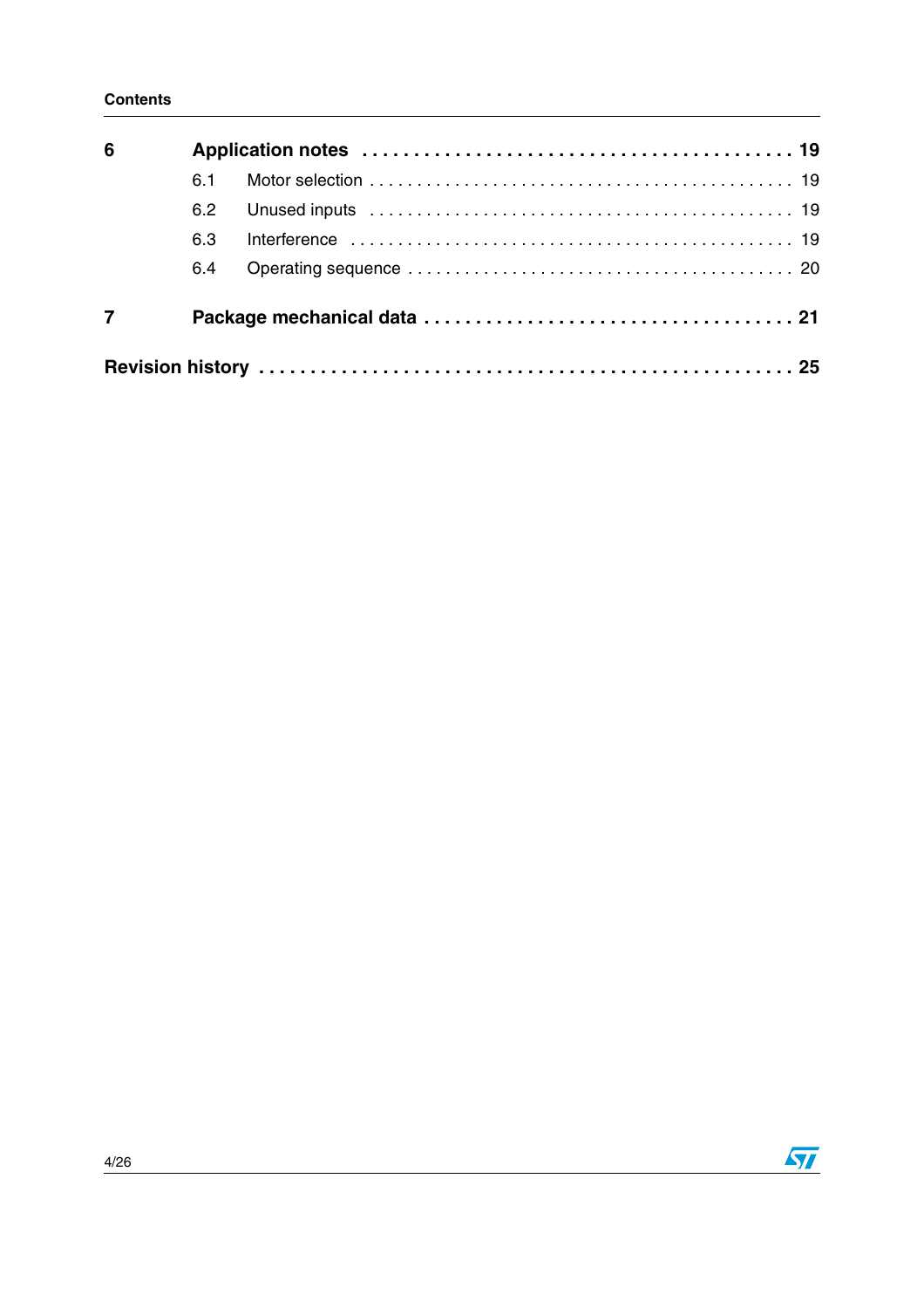| | | |
|---|---|---|
| **6** | **Application notes** | **19** |
| | 6.1 Motor selection | 19 |
| | 6.2 Unused inputs | 19 |
| | 6.3 Interference | 19 |
| | 6.4 Operating sequence | 20 |
| **7** | **Package mechanical data** | **21** |
| **Revision history** | | **25** |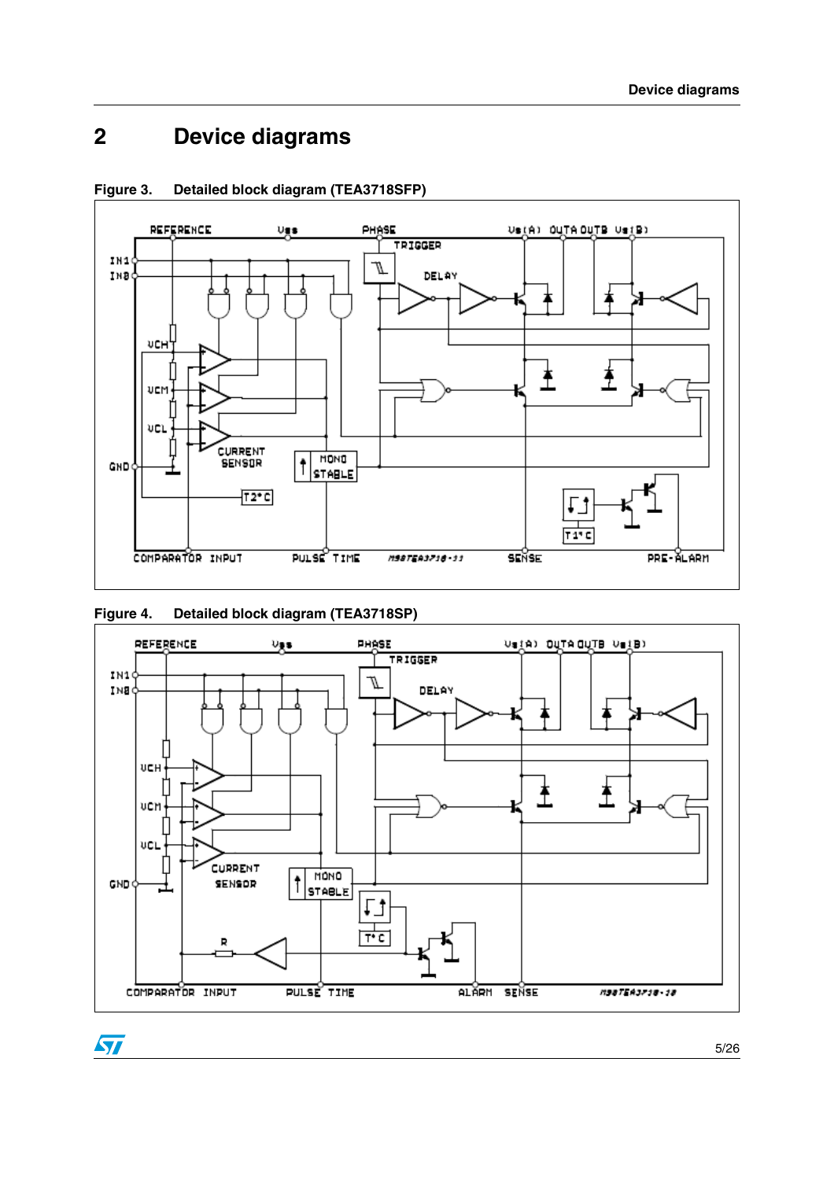# 2 Device diagrams

**Figure 3. Detailed block diagram (TEA3718SFP)**

**Figure 4. Detailed block diagram (TEA3718SP)**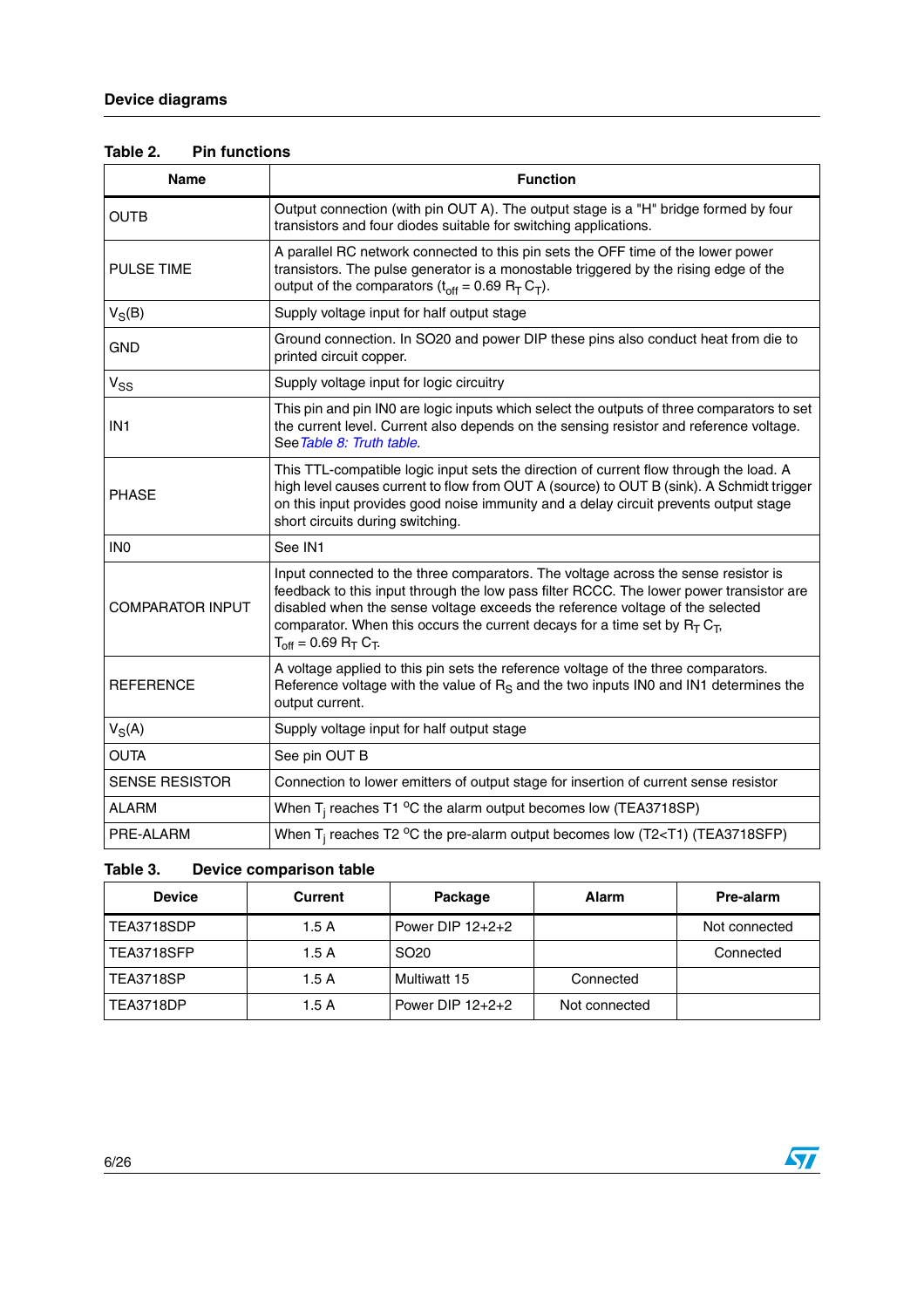Table 2. **Pin functions**

| Name | Function |
|---|---|
| OUTB | Output connection (with pin OUT A). The output stage is a "H" bridge formed by four transistors and four diodes suitable for switching applications. |
| PULSE TIME | A parallel RC network connected to this pin sets the OFF time of the lower power transistors. The pulse generator is a monostable triggered by the rising edge of the output of the comparators ($t_{off}$ = 0.69 $R_T$ $C_T$). |
| $V_S$(B) | Supply voltage input for half output stage |
| GND | Ground connection. In SO20 and power DIP these pins also conduct heat from die to printed circuit copper. |
| $V_{SS}$ | Supply voltage input for logic circuitry |
| IN1 | This pin and pin IN0 are logic inputs which select the outputs of three comparators to set the current level. Current also depends on the sensing resistor and reference voltage. See *Table 8: Truth table*. |
| PHASE | This TTL-compatible logic input sets the direction of current flow through the load. A high level causes current to flow from OUT A (source) to OUT B (sink). A Schmidt trigger on this input provides good noise immunity and a delay circuit prevents output stage short circuits during switching. |
| IN0 | See IN1 |
| COMPARATOR INPUT | Input connected to the three comparators. The voltage across the sense resistor is feedback to this input through the low pass filter RCCC. The lower power transistor are disabled when the sense voltage exceeds the reference voltage of the selected comparator. When this occurs the current decays for a time set by $R_T$ $C_T$, $T_{off}$ = 0.69 $R_T$ $C_T$. |
| REFERENCE | A voltage applied to this pin sets the reference voltage of the three comparators. Reference voltage with the value of $R_S$ and the two inputs IN0 and IN1 determines the output current. |
| $V_S$(A) | Supply voltage input for half output stage |
| OUTA | See pin OUT B |
| SENSE RESISTOR | Connection to lower emitters of output stage for insertion of current sense resistor |
| ALARM | When $T_j$ reaches T1 °C the alarm output becomes low (TEA3718SP) |
| PRE-ALARM | When $T_j$ reaches T2 °C the pre-alarm output becomes low (T2<T1) (TEA3718SFP) |

Table 3. **Device comparison table**

| Device | Current | Package | Alarm | Pre-alarm |
|---|---|---|---|---|
| TEA3718SDP | 1.5 A | Power DIP 12+2+2 | | Not connected |
| TEA3718SFP | 1.5 A | SO20 | | Connected |
| TEA3718SP | 1.5 A | Multiwatt 15 | Connected | |
| TEA3718DP | 1.5 A | Power DIP 12+2+2 | Not connected | |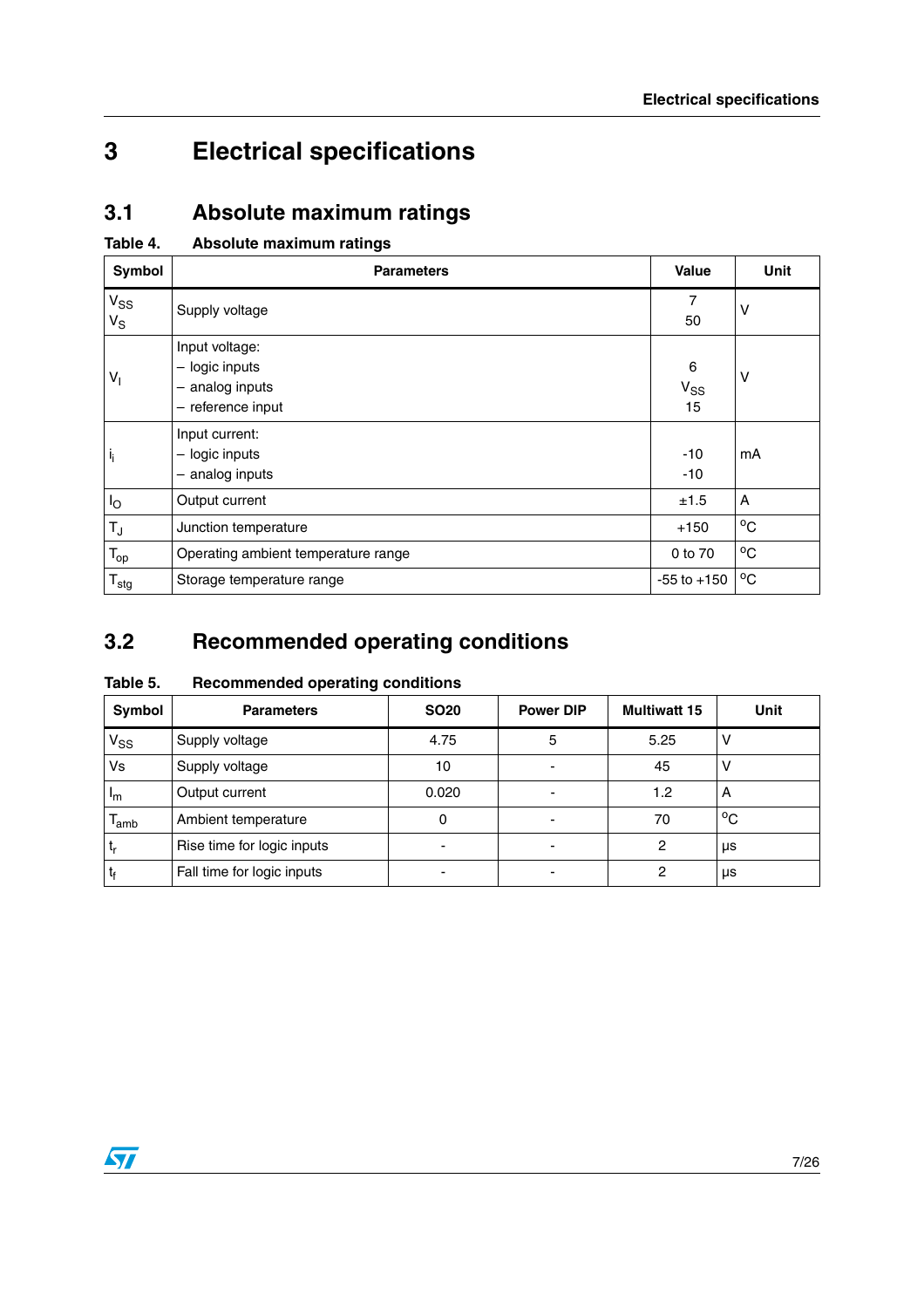# 3 Electrical specifications

## 3.1 Absolute maximum ratings

**Table 4. Absolute maximum ratings**

| Symbol | Parameters | Value | Unit |
|---|---|---|---|
| $V_{SS}$<br>$V_S$ | Supply voltage | 7<br>50 | V |
| $V_I$ | Input voltage:<br>– logic inputs<br>– analog inputs<br>– reference input | 6<br>$V_{SS}$<br>15 | V |
| $i_i$ | Input current:<br>– logic inputs<br>– analog inputs | -10<br>-10 | mA |
| $I_O$ | Output current | ±1.5 | A |
| $T_J$ | Junction temperature | +150 | °C |
| $T_{op}$ | Operating ambient temperature range | 0 to 70 | °C |
| $T_{stg}$ | Storage temperature range | -55 to +150 | °C |

## 3.2 Recommended operating conditions

**Table 5. Recommended operating conditions**

| Symbol | Parameters | SO20 | Power DIP | Multiwatt 15 | Unit |
|---|---|---|---|---|---|
| $V_{SS}$ | Supply voltage | 4.75 | 5 | 5.25 | V |
| Vs | Supply voltage | 10 | - | 45 | V |
| $I_m$ | Output current | 0.020 | - | 1.2 | A |
| $T_{amb}$ | Ambient temperature | 0 | - | 70 | °C |
| $t_r$ | Rise time for logic inputs | - | - | 2 | µs |
| $t_f$ | Fall time for logic inputs | - | - | 2 | µs |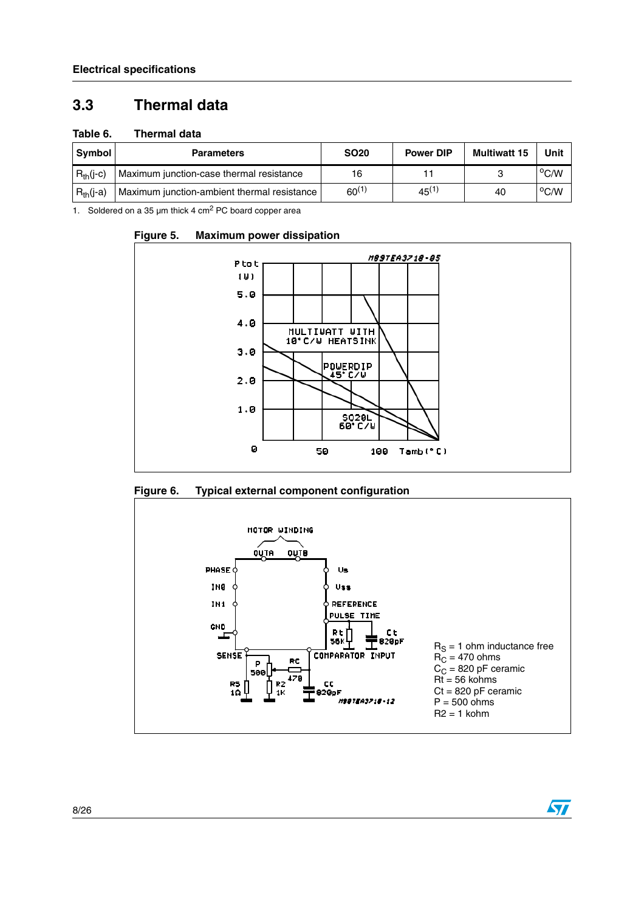## 3.3 Thermal data

**Table 6. Thermal data**

| Symbol | Parameters | SO20 | Power DIP | Multiwatt 15 | Unit |
|---|---|---|---|---|---|
| $R_{th}$(j-c) | Maximum junction-case thermal resistance | 16 | 11 | 3 | °C/W |
| $R_{th}$(j-a) | Maximum junction-ambient thermal resistance | 60[1] | 45[1] | 40 | °C/W |

1. Soldered on a 35 µm thick 4 cm² PC board copper area

**Figure 5. Maximum power dissipation**

**Figure 6. Typical external component configuration**

$R_S$ = 1 ohm inductance free
$R_C$ = 470 ohms
$C_C$ = 820 pF ceramic
Rt = 56 kohms
Ct = 820 pF ceramic
P = 500 ohms
R2 = 1 kohm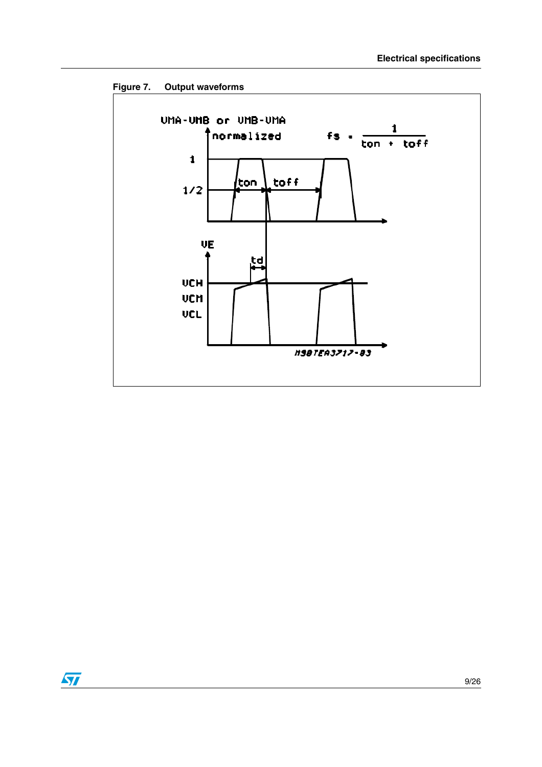Figure 7. Output waveforms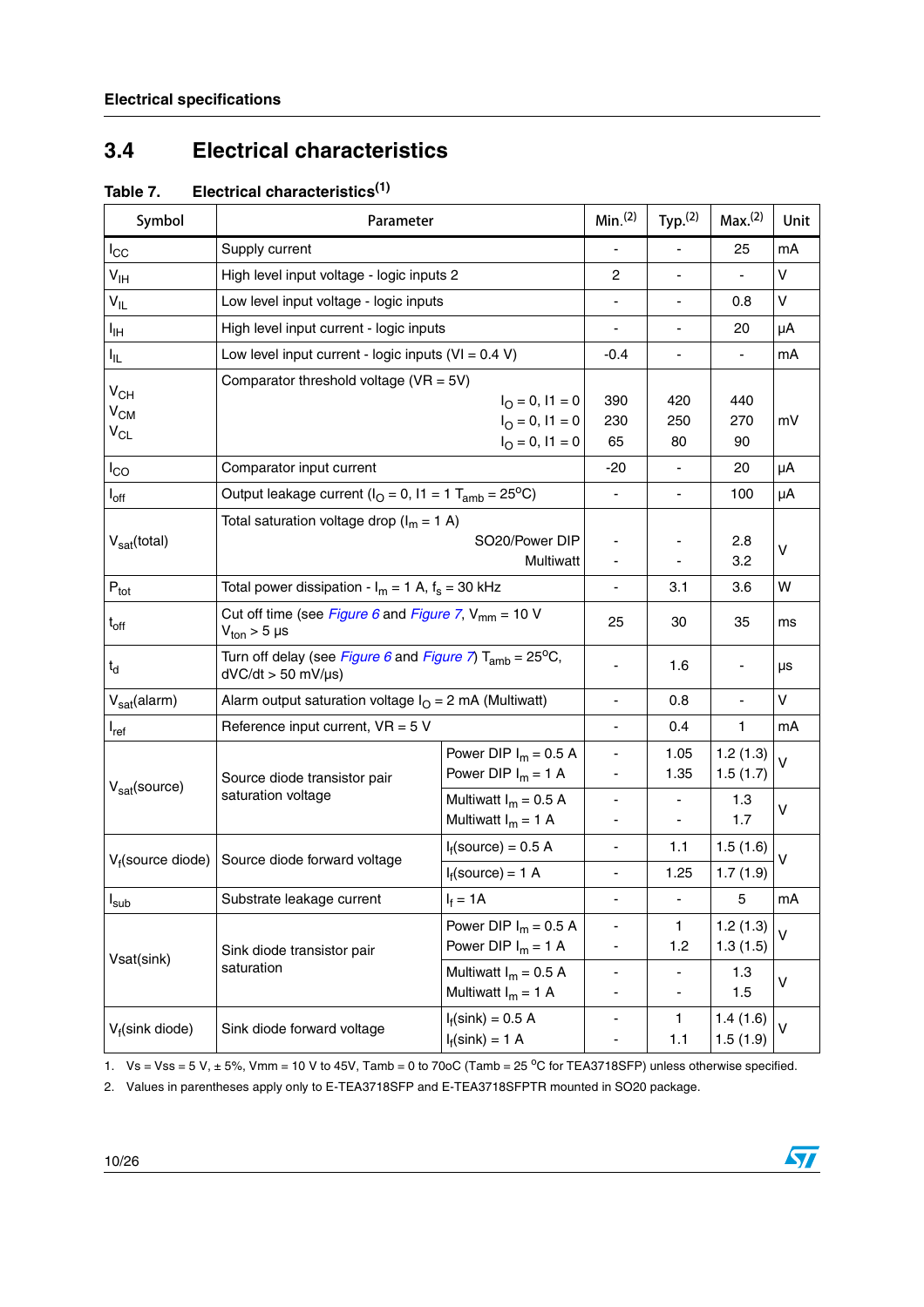## 3.4 Electrical characteristics

**Table 7. Electrical characteristics[1]**

| Symbol | Parameter | | Min.[2] | Typ.[2] | Max.[2] | Unit |
|---|---|---|---|---|---|---|
| $I_{CC}$ | Supply current | | - | - | 25 | mA |
| $V_{IH}$ | High level input voltage - logic inputs 2 | | 2 | - | - | V |
| $V_{IL}$ | Low level input voltage - logic inputs | | - | - | 0.8 | V |
| $I_{IH}$ | High level input current - logic inputs | | - | - | 20 | µA |
| $I_{IL}$ | Low level input current - logic inputs (VI = 0.4 V) | | -0.4 | - | - | mA |
| $V_{CH}$<br>$V_{CM}$<br>$V_{CL}$ | Comparator threshold voltage (VR = 5V) | $I_O$ = 0, I1 = 0<br>$I_O$ = 0, I1 = 0<br>$I_O$ = 0, I1 = 0 | 390<br>230<br>65 | 420<br>250<br>80 | 440<br>270<br>90 | mV |
| $I_{CO}$ | Comparator input current | | -20 | - | 20 | µA |
| $I_{off}$ | Output leakage current ($I_O$ = 0, I1 = 1 $T_{amb}$ = 25°C) | | - | - | 100 | µA |
| $V_{sat}$(total) | Total saturation voltage drop ($I_m$ = 1 A) | SO20/Power DIP<br>Multiwatt | -<br>- | -<br>- | 2.8<br>3.2 | V |
| $P_{tot}$ | Total power dissipation - $I_m$ = 1 A, $f_s$ = 30 kHz | | - | 3.1 | 3.6 | W |
| $t_{off}$ | Cut off time (see *Figure 6* and *Figure 7*, $V_{mm}$ = 10 V $V_{ton}$ > 5 µs | | 25 | 30 | 35 | ms |
| $t_d$ | Turn off delay (see *Figure 6* and *Figure 7*) $T_{amb}$ = 25°C, dVC/dt > 50 mV/µs) | | - | 1.6 | - | µs |
| $V_{sat}$(alarm) | Alarm output saturation voltage $I_O$ = 2 mA (Multiwatt) | | - | 0.8 | - | V |
| $I_{ref}$ | Reference input current, VR = 5 V | | - | 0.4 | 1 | mA |
| $V_{sat}$(source) | Source diode transistor pair saturation voltage | Power DIP $I_m$ = 0.5 A<br>Power DIP $I_m$ = 1 A | -<br>- | 1.05<br>1.35 | 1.2 (1.3)<br>1.5 (1.7) | V |
| | | Multiwatt $I_m$ = 0.5 A<br>Multiwatt $I_m$ = 1 A | -<br>- | -<br>- | 1.3<br>1.7 | V |
| $V_f$(source diode) | Source diode forward voltage | $I_f$(source) = 0.5 A | - | 1.1 | 1.5 (1.6) | V |
| | | $I_f$(source) = 1 A | - | 1.25 | 1.7 (1.9) | |
| $I_{sub}$ | Substrate leakage current | $I_f$ = 1A | - | - | 5 | mA |
| Vsat(sink) | Sink diode transistor pair saturation | Power DIP $I_m$ = 0.5 A<br>Power DIP $I_m$ = 1 A | -<br>- | 1<br>1.2 | 1.2 (1.3)<br>1.3 (1.5) | V |
| | | Multiwatt $I_m$ = 0.5 A<br>Multiwatt $I_m$ = 1 A | -<br>- | -<br>- | 1.3<br>1.5 | V |
| $V_f$(sink diode) | Sink diode forward voltage | $I_f$(sink) = 0.5 A<br>$I_f$(sink) = 1 A | -<br>- | 1<br>1.1 | 1.4 (1.6)<br>1.5 (1.9) | V |

1. Vs = Vss = 5 V, ± 5%, Vmm = 10 V to 45V, Tamb = 0 to 70oC (Tamb = 25 °C for TEA3718SFP) unless otherwise specified.
2. Values in parentheses apply only to E-TEA3718SFP and E-TEA3718SFPTR mounted in SO20 package.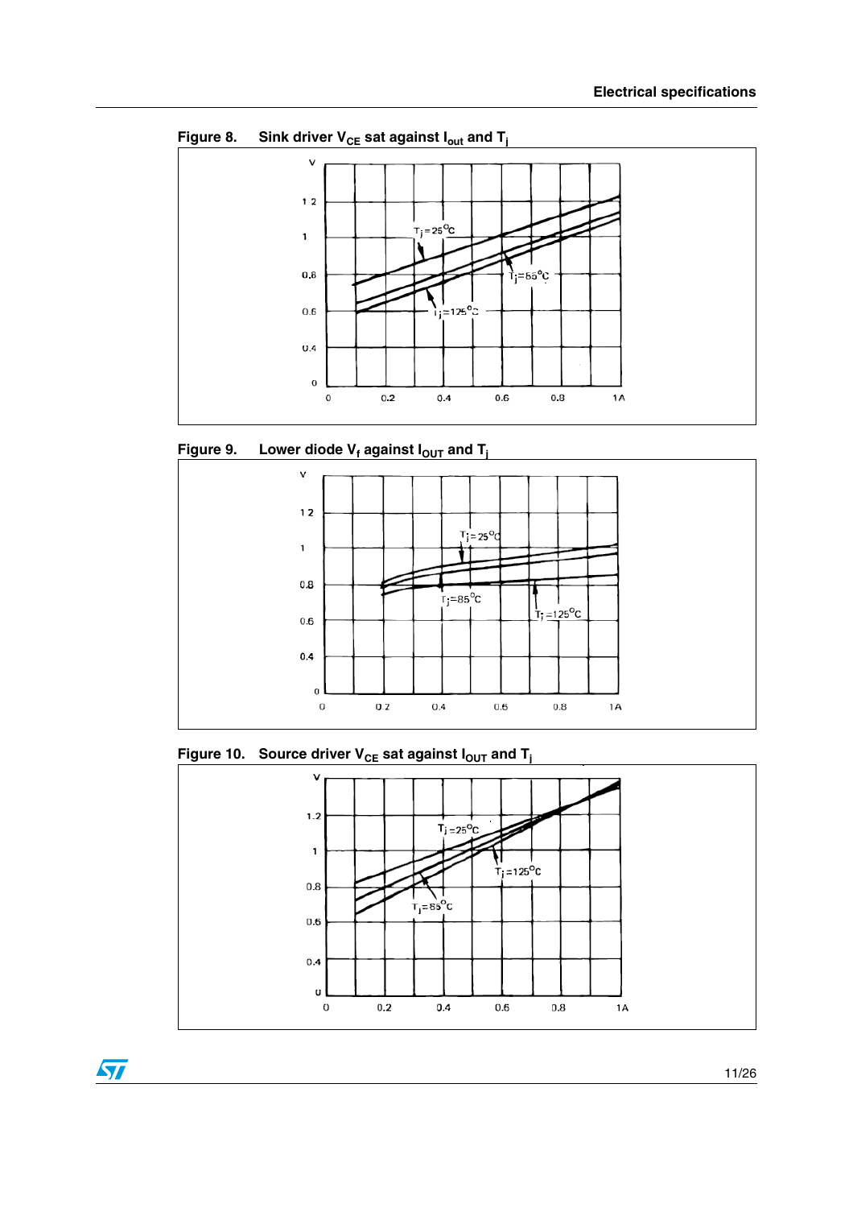Figure 8. Sink driver $V_{CE}$ sat against $I_{out}$ and $T_j$

Figure 9. Lower diode $V_f$ against $I_{OUT}$ and $T_j$

Figure 10. Source driver $V_{CE}$ sat against $I_{OUT}$ and $T_j$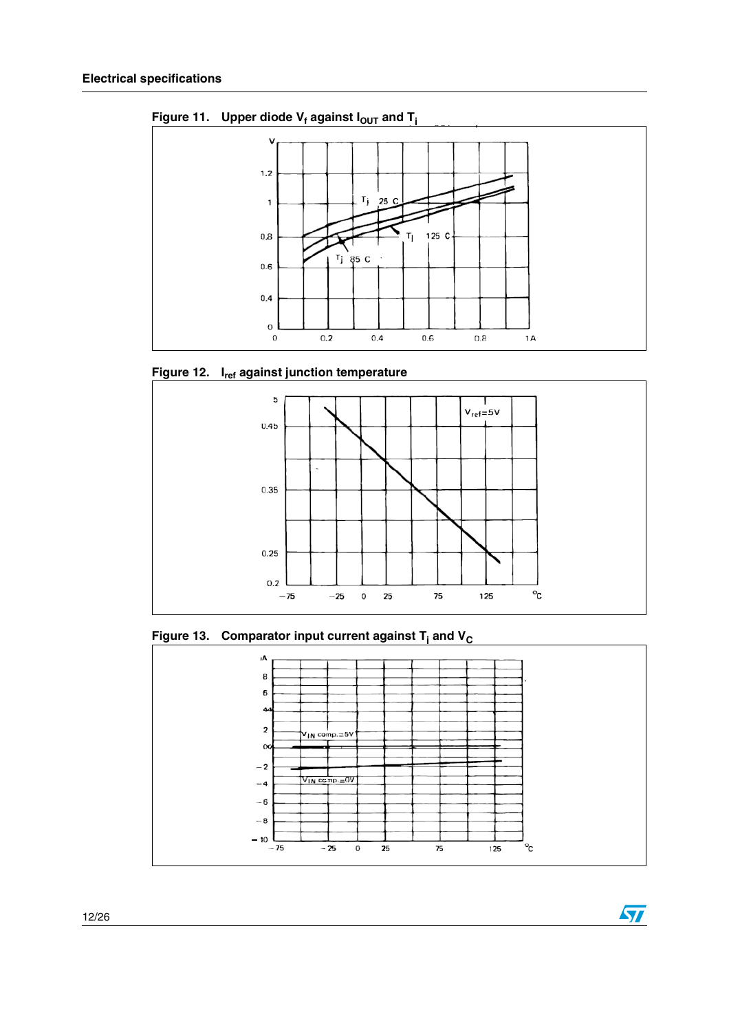Figure 11. Upper diode $V_f$ against $I_{OUT}$ and $T_j$

Figure 12. $I_{ref}$ against junction temperature

Figure 13. Comparator input current against $T_j$ and $V_C$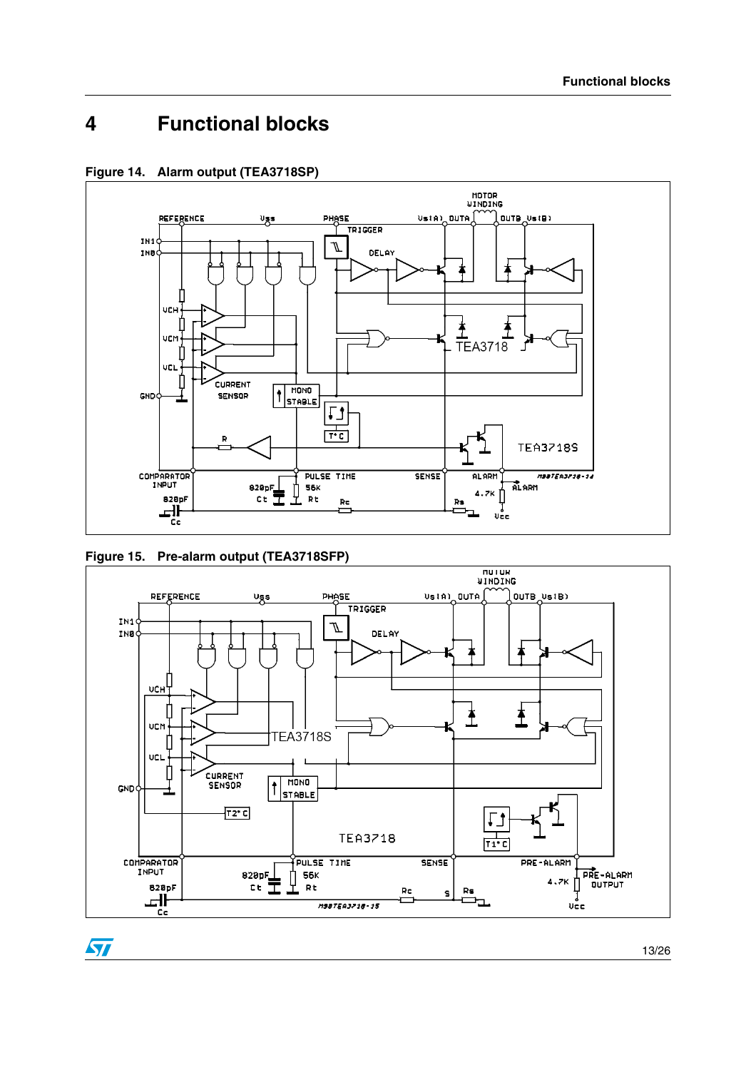# 4 Functional blocks

**Figure 14. Alarm output (TEA3718SP)**

**Figure 15. Pre-alarm output (TEA3718SFP)**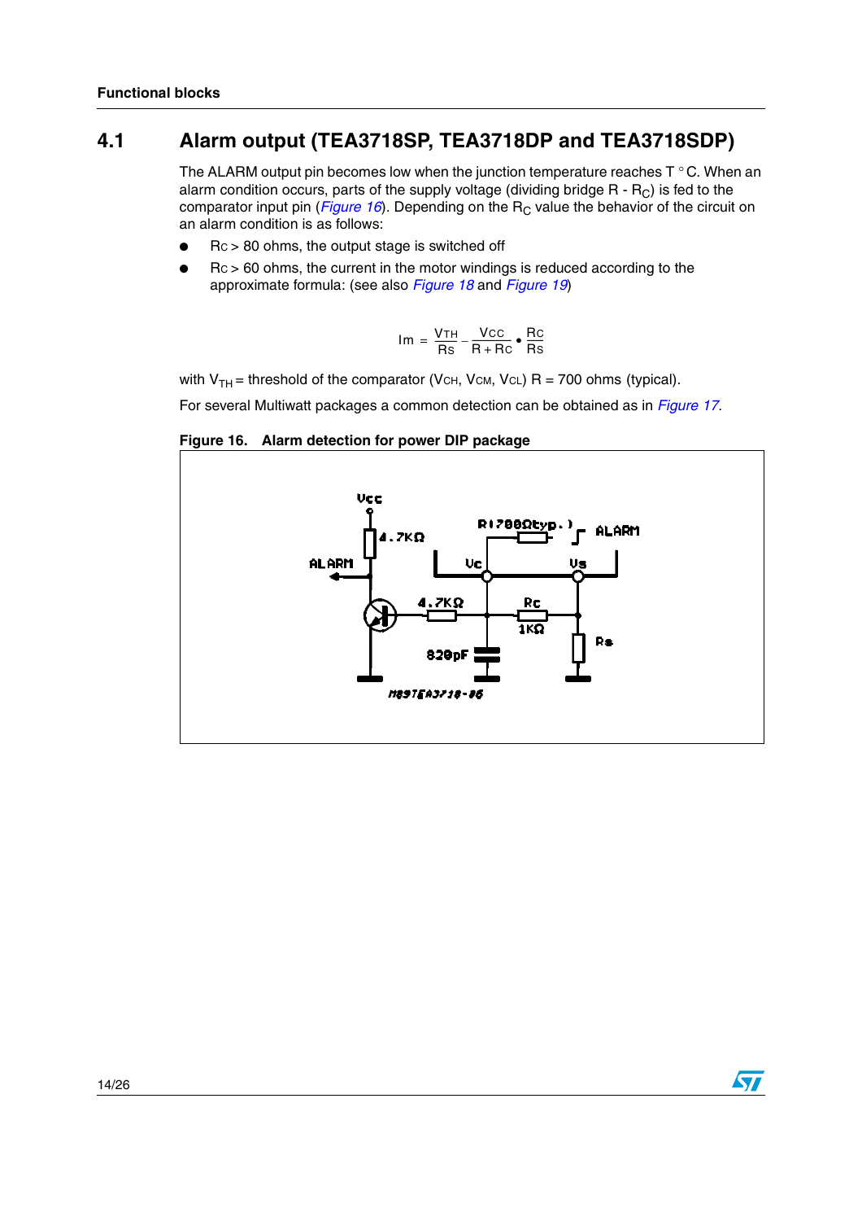## 4.1 Alarm output (TEA3718SP, TEA3718DP and TEA3718SDP)

The ALARM output pin becomes low when the junction temperature reaches T °C. When an alarm condition occurs, parts of the supply voltage (dividing bridge R - $R_C$) is fed to the comparator input pin (*Figure 16*). Depending on the $R_C$ value the behavior of the circuit on an alarm condition is as follows:

- $R_C > 80$ ohms, the output stage is switched off
- $R_C > 60$ ohms, the current in the motor windings is reduced according to the approximate formula: (see also *Figure 18* and *Figure 19*)

$$Im = \frac{V_{TH}}{R_S} - \frac{V_{CC}}{R + R_C} \bullet \frac{R_C}{R_S}$$

with $V_{TH}$ = threshold of the comparator ($V_{CH}$, $V_{CM}$, $V_{CL}$) R = 700 ohms (typical).

For several Multiwatt packages a common detection can be obtained as in *Figure 17*.

**Figure 16. Alarm detection for power DIP package**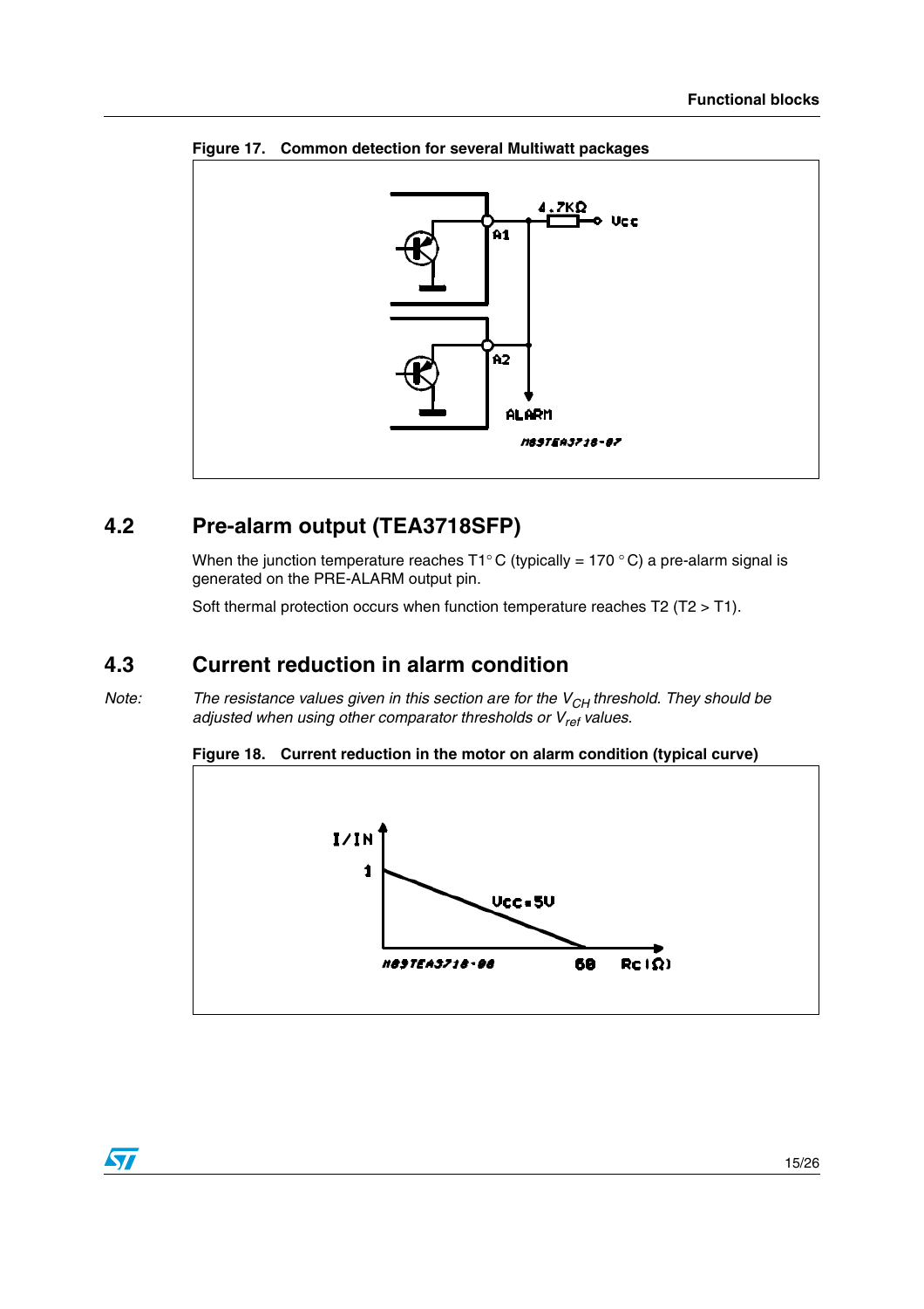**Figure 17. Common detection for several Multiwatt packages**

## 4.2 Pre-alarm output (TEA3718SFP)

When the junction temperature reaches T1° C (typically = 170 °C) a pre-alarm signal is generated on the PRE-ALARM output pin.

Soft thermal protection occurs when function temperature reaches T2 (T2 > T1).

## 4.3 Current reduction in alarm condition

*Note: The resistance values given in this section are for the $V_{CH}$ threshold. They should be adjusted when using other comparator thresholds or $V_{ref}$ values.*

**Figure 18. Current reduction in the motor on alarm condition (typical curve)**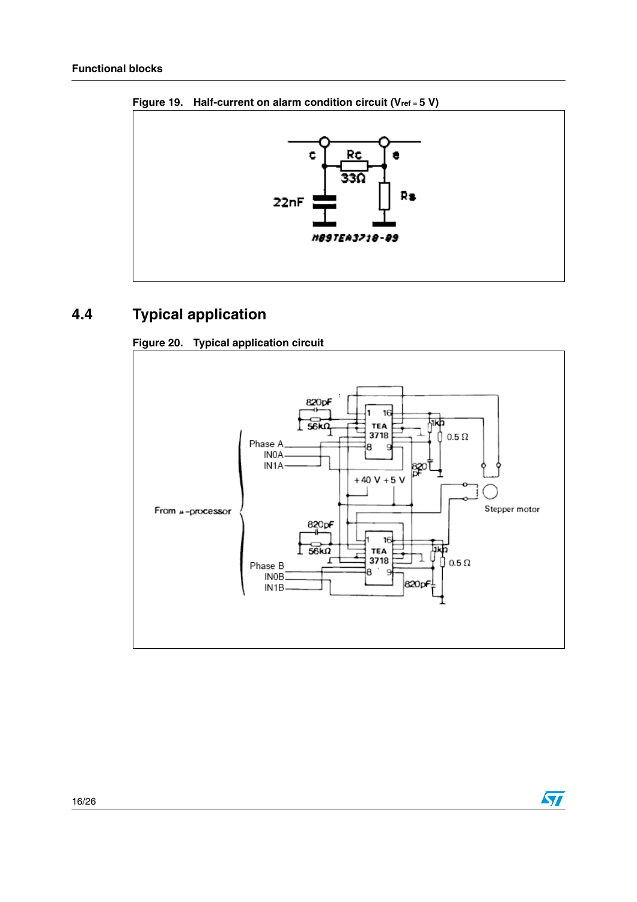Figure 19. Half-current on alarm condition circuit ($V_{ref}$ = 5 V)

## 4.4 Typical application

Figure 20. Typical application circuit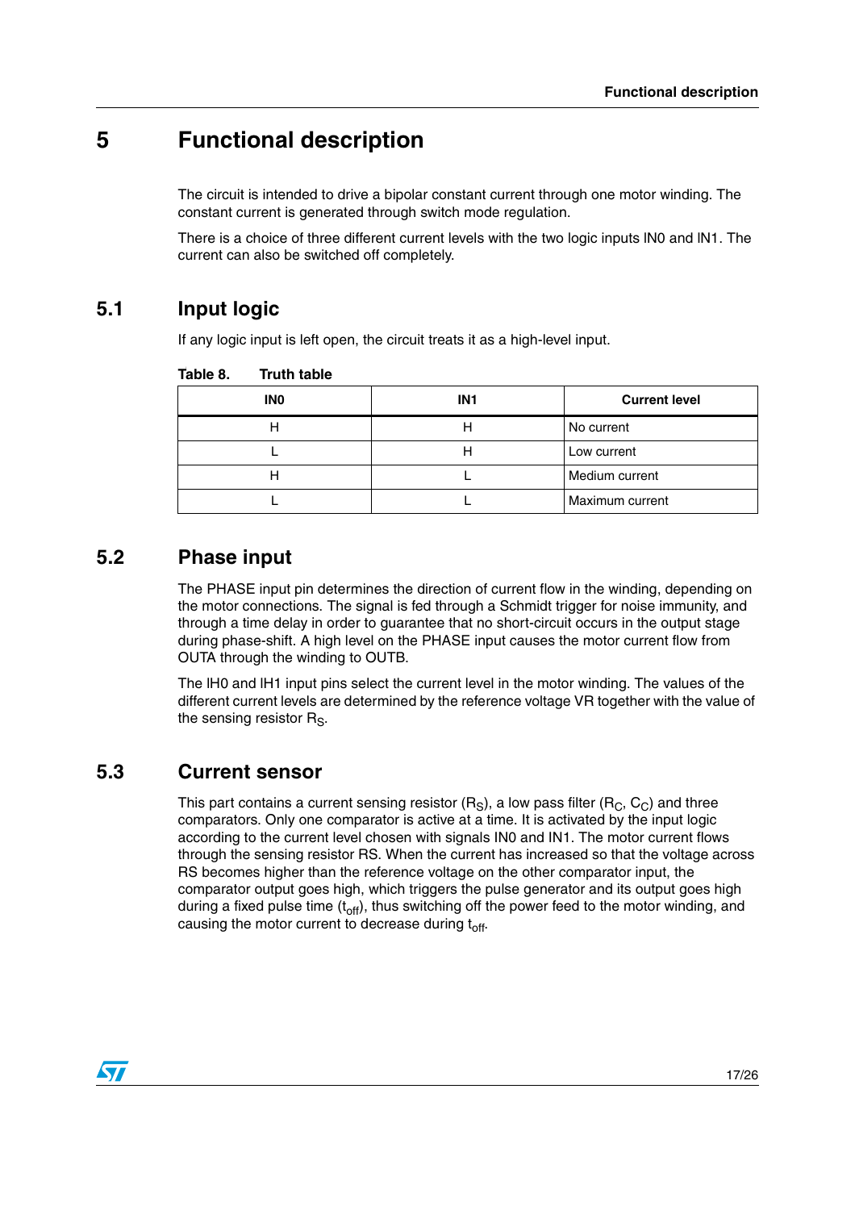# 5 Functional description

The circuit is intended to drive a bipolar constant current through one motor winding. The constant current is generated through switch mode regulation.

There is a choice of three different current levels with the two logic inputs IN0 and IN1. The current can also be switched off completely.

## 5.1 Input logic

If any logic input is left open, the circuit treats it as a high-level input.

**Table 8. Truth table**

| IN0 | IN1 | Current level |
|---|---|---|
| H | H | No current |
| L | H | Low current |
| H | L | Medium current |
| L | L | Maximum current |

## 5.2 Phase input

The PHASE input pin determines the direction of current flow in the winding, depending on the motor connections. The signal is fed through a Schmidt trigger for noise immunity, and through a time delay in order to guarantee that no short-circuit occurs in the output stage during phase-shift. A high level on the PHASE input causes the motor current flow from OUTA through the winding to OUTB.

The IH0 and IH1 input pins select the current level in the motor winding. The values of the different current levels are determined by the reference voltage VR together with the value of the sensing resistor $R_S$.

## 5.3 Current sensor

This part contains a current sensing resistor ($R_S$), a low pass filter ($R_C$, $C_C$) and three comparators. Only one comparator is active at a time. It is activated by the input logic according to the current level chosen with signals IN0 and IN1. The motor current flows through the sensing resistor RS. When the current has increased so that the voltage across RS becomes higher than the reference voltage on the other comparator input, the comparator output goes high, which triggers the pulse generator and its output goes high during a fixed pulse time ($t_{off}$), thus switching off the power feed to the motor winding, and causing the motor current to decrease during $t_{off}$.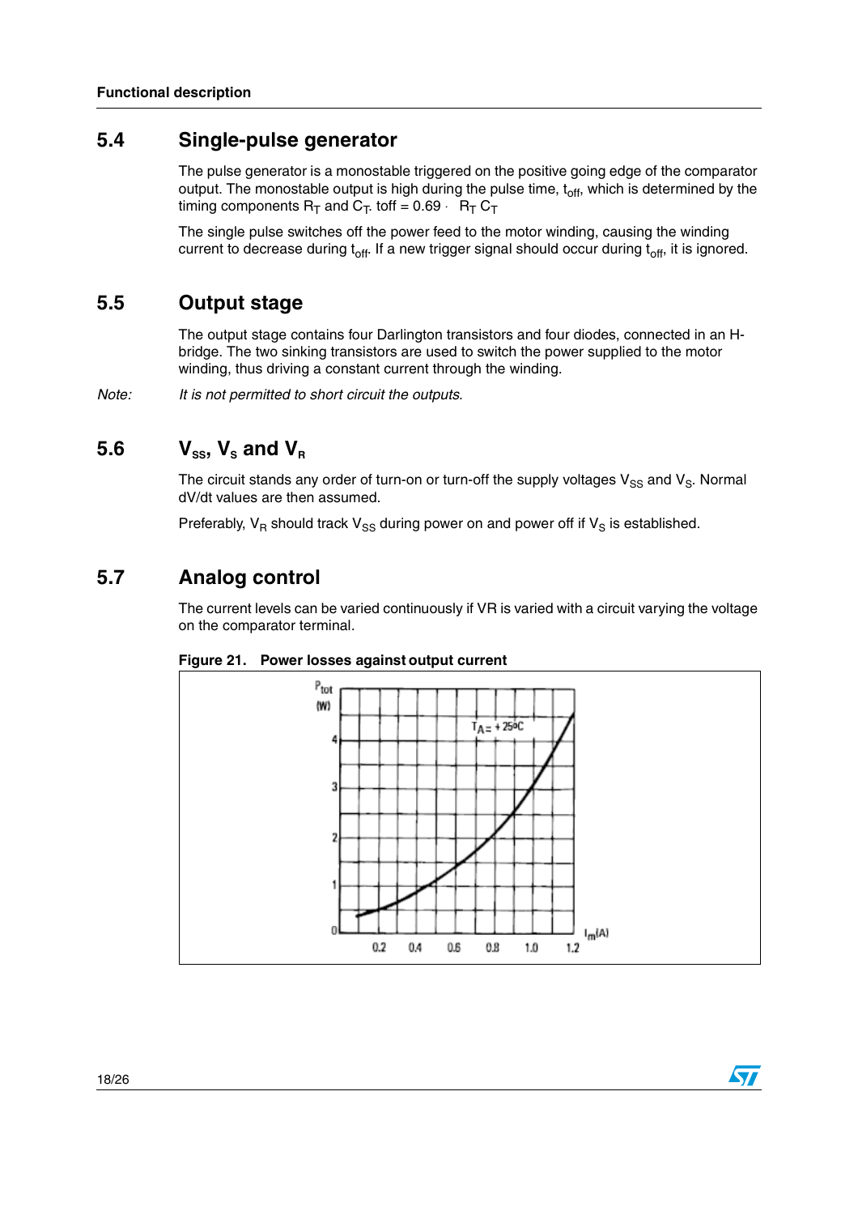## 5.4 Single-pulse generator

The pulse generator is a monostable triggered on the positive going edge of the comparator output. The monostable output is high during the pulse time, $t_{off}$, which is determined by the timing components $R_T$ and $C_T$. toff = $0.69 \cdot R_T C_T$

The single pulse switches off the power feed to the motor winding, causing the winding current to decrease during $t_{off}$. If a new trigger signal should occur during $t_{off}$, it is ignored.

## 5.5 Output stage

The output stage contains four Darlington transistors and four diodes, connected in an H-bridge. The two sinking transistors are used to switch the power supplied to the motor winding, thus driving a constant current through the winding.

*Note: It is not permitted to short circuit the outputs.*

## 5.6 $V_{SS}$, $V_S$ and $V_R$

The circuit stands any order of turn-on or turn-off the supply voltages $V_{SS}$ and $V_S$. Normal dV/dt values are then assumed.

Preferably, $V_R$ should track $V_{SS}$ during power on and power off if $V_S$ is established.

## 5.7 Analog control

The current levels can be varied continuously if VR is varied with a circuit varying the voltage on the comparator terminal.

**Figure 21. Power losses against output current**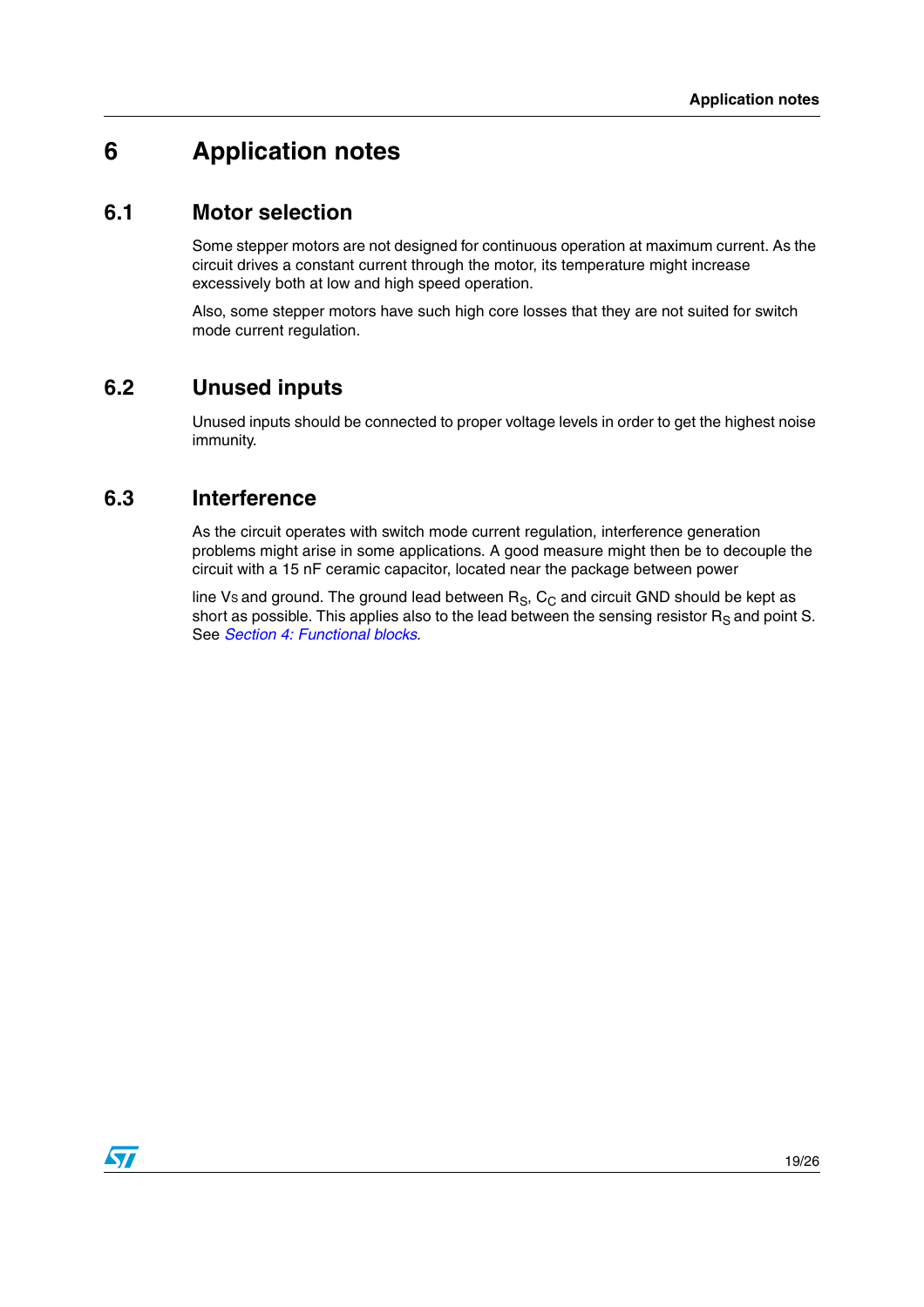# 6 Application notes

## 6.1 Motor selection

Some stepper motors are not designed for continuous operation at maximum current. As the circuit drives a constant current through the motor, its temperature might increase excessively both at low and high speed operation.

Also, some stepper motors have such high core losses that they are not suited for switch mode current regulation.

## 6.2 Unused inputs

Unused inputs should be connected to proper voltage levels in order to get the highest noise immunity.

## 6.3 Interference

As the circuit operates with switch mode current regulation, interference generation problems might arise in some applications. A good measure might then be to decouple the circuit with a 15 nF ceramic capacitor, located near the package between power

line $V_S$ and ground. The ground lead between $R_S$, $C_C$ and circuit GND should be kept as short as possible. This applies also to the lead between the sensing resistor $R_S$ and point S. See *Section 4: Functional blocks*.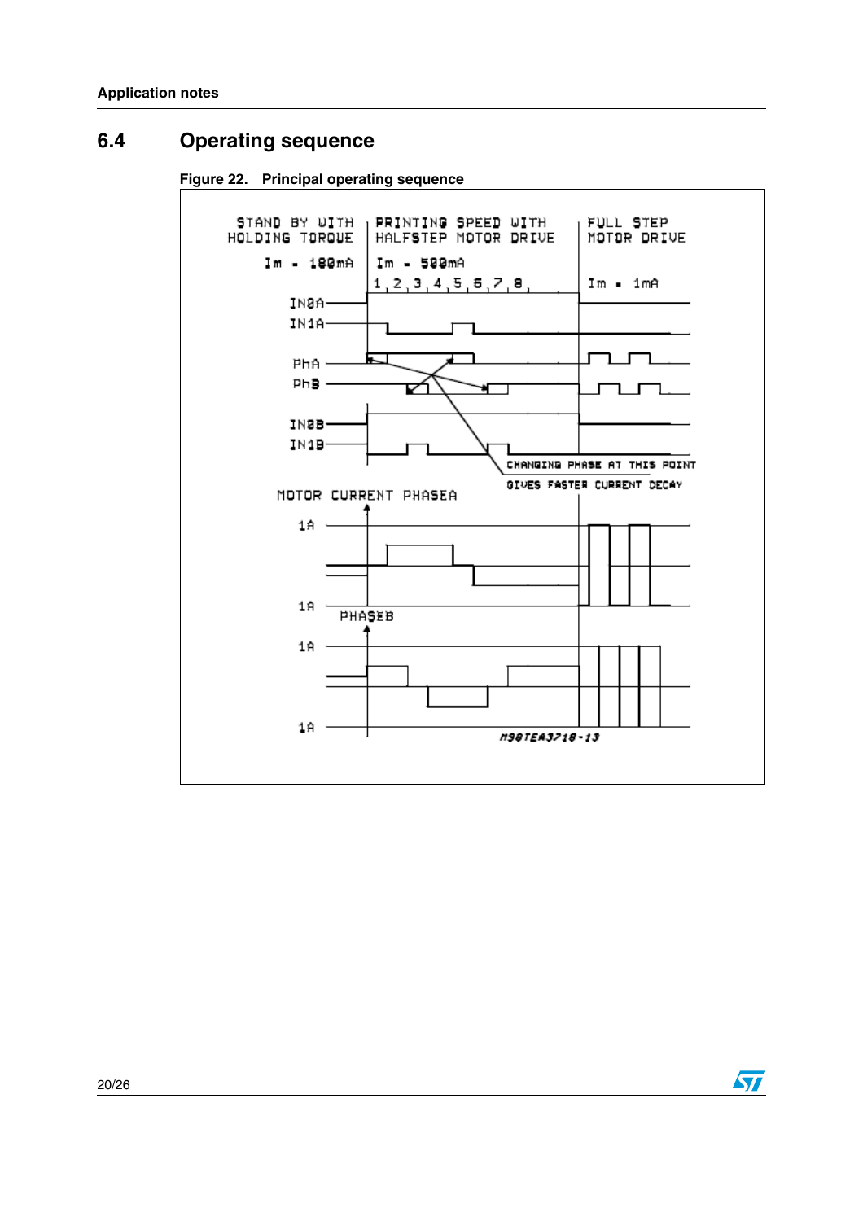## 6.4 Operating sequence

**Figure 22. Principal operating sequence**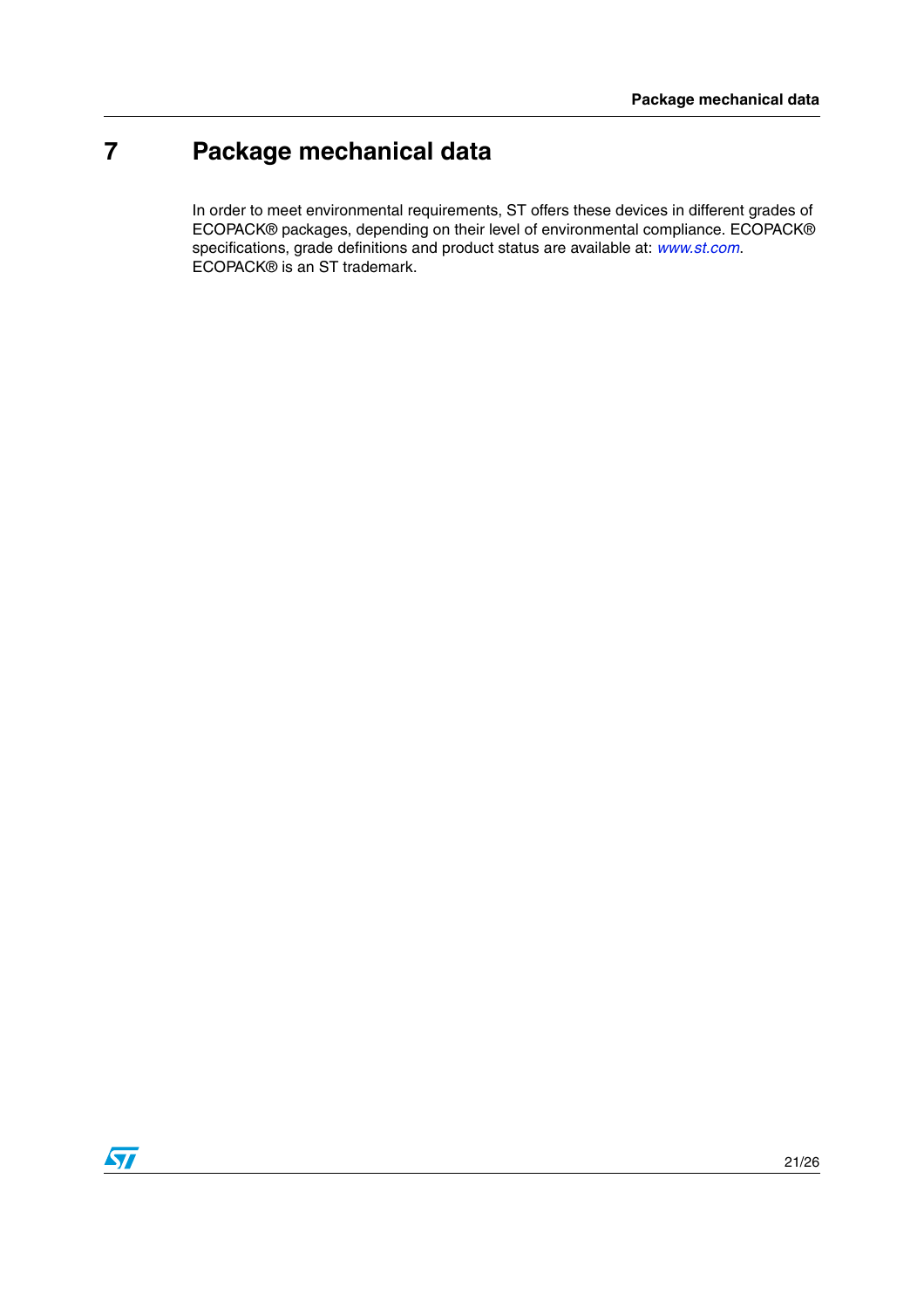# 7 Package mechanical data

In order to meet environmental requirements, ST offers these devices in different grades of ECOPACK® packages, depending on their level of environmental compliance. ECOPACK® specifications, grade definitions and product status are available at: *www.st.com*. ECOPACK® is an ST trademark.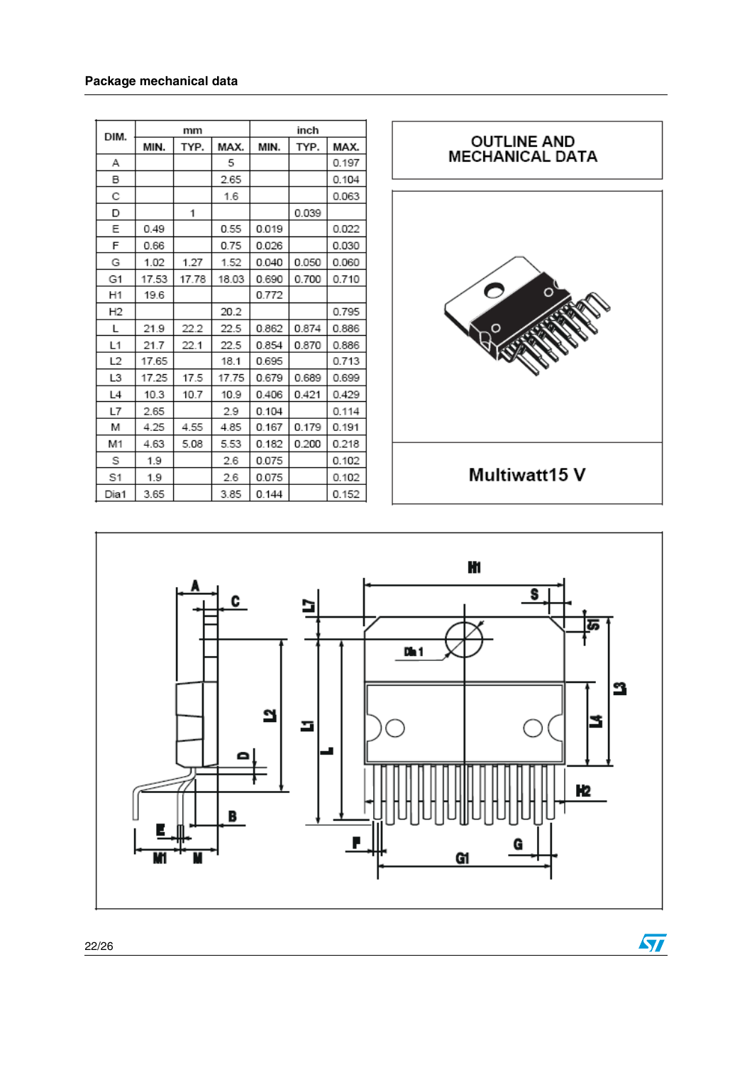## Package mechanical data

| DIM. | mm | | | inch | | |
|---|---|---|---|---|---|---|
| | MIN. | TYP. | MAX. | MIN. | TYP. | MAX. |
| A | | | 5 | | | 0.197 |
| B | | | 2.65 | | | 0.104 |
| C | | | 1.6 | | | 0.063 |
| D | | 1 | | | 0.039 | |
| E | 0.49 | | 0.55 | 0.019 | | 0.022 |
| F | 0.66 | | 0.75 | 0.026 | | 0.030 |
| G | 1.02 | 1.27 | 1.52 | 0.040 | 0.050 | 0.060 |
| G1 | 17.53 | 17.78 | 18.03 | 0.690 | 0.700 | 0.710 |
| H1 | 19.6 | | | 0.772 | | |
| H2 | | | 20.2 | | | 0.795 |
| L | 21.9 | 22.2 | 22.5 | 0.862 | 0.874 | 0.886 |
| L1 | 21.7 | 22.1 | 22.5 | 0.854 | 0.870 | 0.886 |
| L2 | 17.65 | | 18.1 | 0.695 | | 0.713 |
| L3 | 17.25 | 17.5 | 17.75 | 0.679 | 0.689 | 0.699 |
| L4 | 10.3 | 10.7 | 10.9 | 0.406 | 0.421 | 0.429 |
| L7 | 2.65 | | 2.9 | 0.104 | | 0.114 |
| M | 4.25 | 4.55 | 4.85 | 0.167 | 0.179 | 0.191 |
| M1 | 4.63 | 5.08 | 5.53 | 0.182 | 0.200 | 0.218 |
| S | 1.9 | | 2.6 | 0.075 | | 0.102 |
| S1 | 1.9 | | 2.6 | 0.075 | | 0.102 |
| Dia1 | 3.65 | | 3.85 | 0.144 | | 0.152 |

**OUTLINE AND MECHANICAL DATA**

**Multiwatt15 V**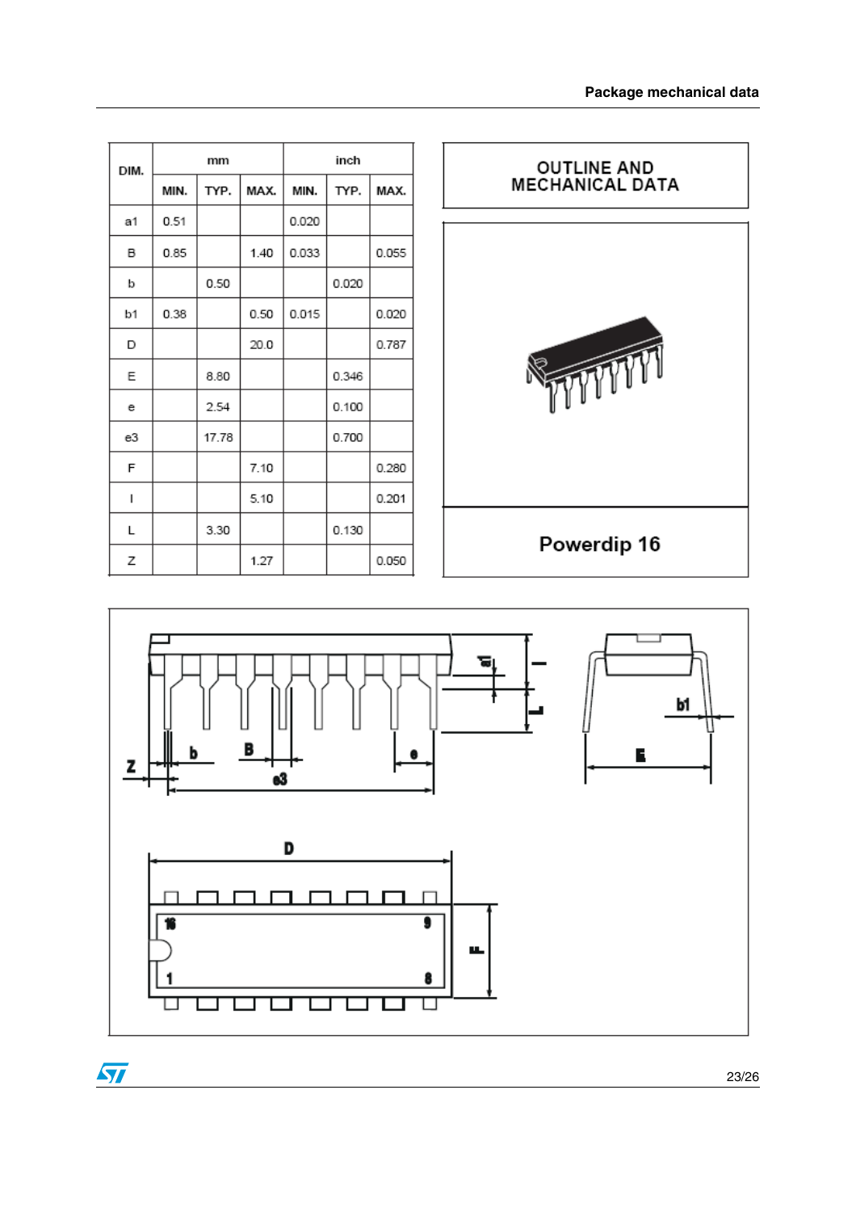| DIM. | mm | | | inch | | |
|---|---|---|---|---|---|---|
| | MIN. | TYP. | MAX. | MIN. | TYP. | MAX. |
| a1 | 0.51 | | | 0.020 | | |
| B | 0.85 | | 1.40 | 0.033 | | 0.055 |
| b | | 0.50 | | | 0.020 | |
| b1 | 0.38 | | 0.50 | 0.015 | | 0.020 |
| D | | | 20.0 | | | 0.787 |
| E | | 8.80 | | | 0.346 | |
| e | | 2.54 | | | 0.100 | |
| e3 | | 17.78 | | | 0.700 | |
| F | | | 7.10 | | | 0.280 |
| I | | | 5.10 | | | 0.201 |
| L | | 3.30 | | | 0.130 | |
| Z | | | 1.27 | | | 0.050 |

OUTLINE AND MECHANICAL DATA

Powerdip 16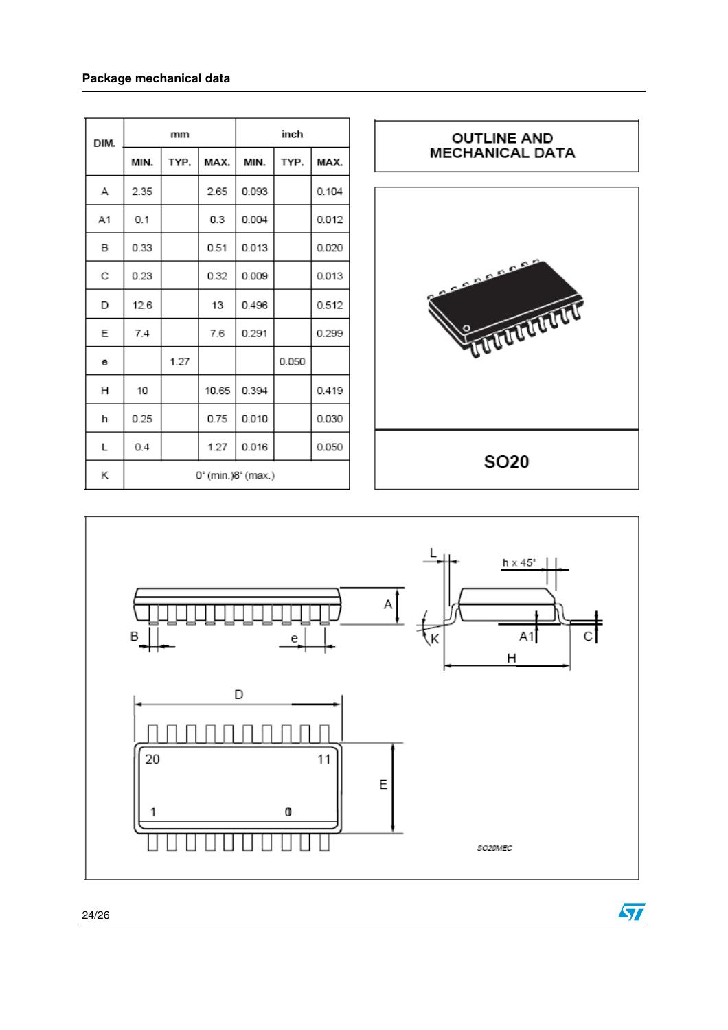## Package mechanical data

| DIM. | mm | | | inch | | |
|---|---|---|---|---|---|---|
| | MIN. | TYP. | MAX. | MIN. | TYP. | MAX. |
| A | 2.35 | | 2.65 | 0.093 | | 0.104 |
| A1 | 0.1 | | 0.3 | 0.004 | | 0.012 |
| B | 0.33 | | 0.51 | 0.013 | | 0.020 |
| C | 0.23 | | 0.32 | 0.009 | | 0.013 |
| D | 12.6 | | 13 | 0.496 | | 0.512 |
| E | 7.4 | | 7.6 | 0.291 | | 0.299 |
| e | | 1.27 | | | 0.050 | |
| H | 10 | | 10.65 | 0.394 | | 0.419 |
| h | 0.25 | | 0.75 | 0.010 | | 0.030 |
| L | 0.4 | | 1.27 | 0.016 | | 0.050 |
| K | 0° (min.)8° (max.) | | | | | |

**OUTLINE AND MECHANICAL DATA**

**SO20**

SO20MEC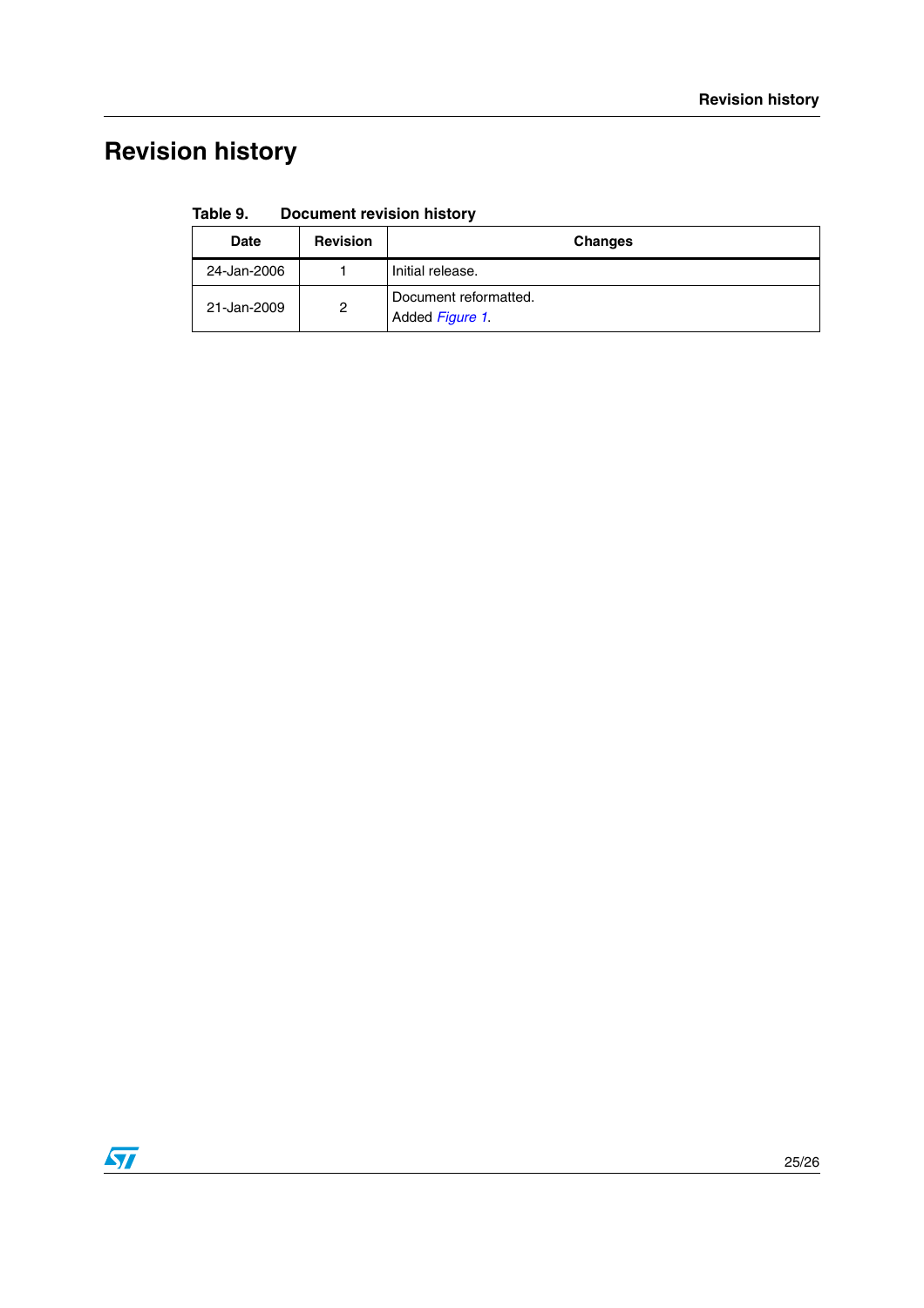# Revision history

**Table 9. Document revision history**

| Date | Revision | Changes |
|---|---|---|
| 24-Jan-2006 | 1 | Initial release. |
| 21-Jan-2009 | 2 | Document reformatted.<br>Added *Figure 1*. |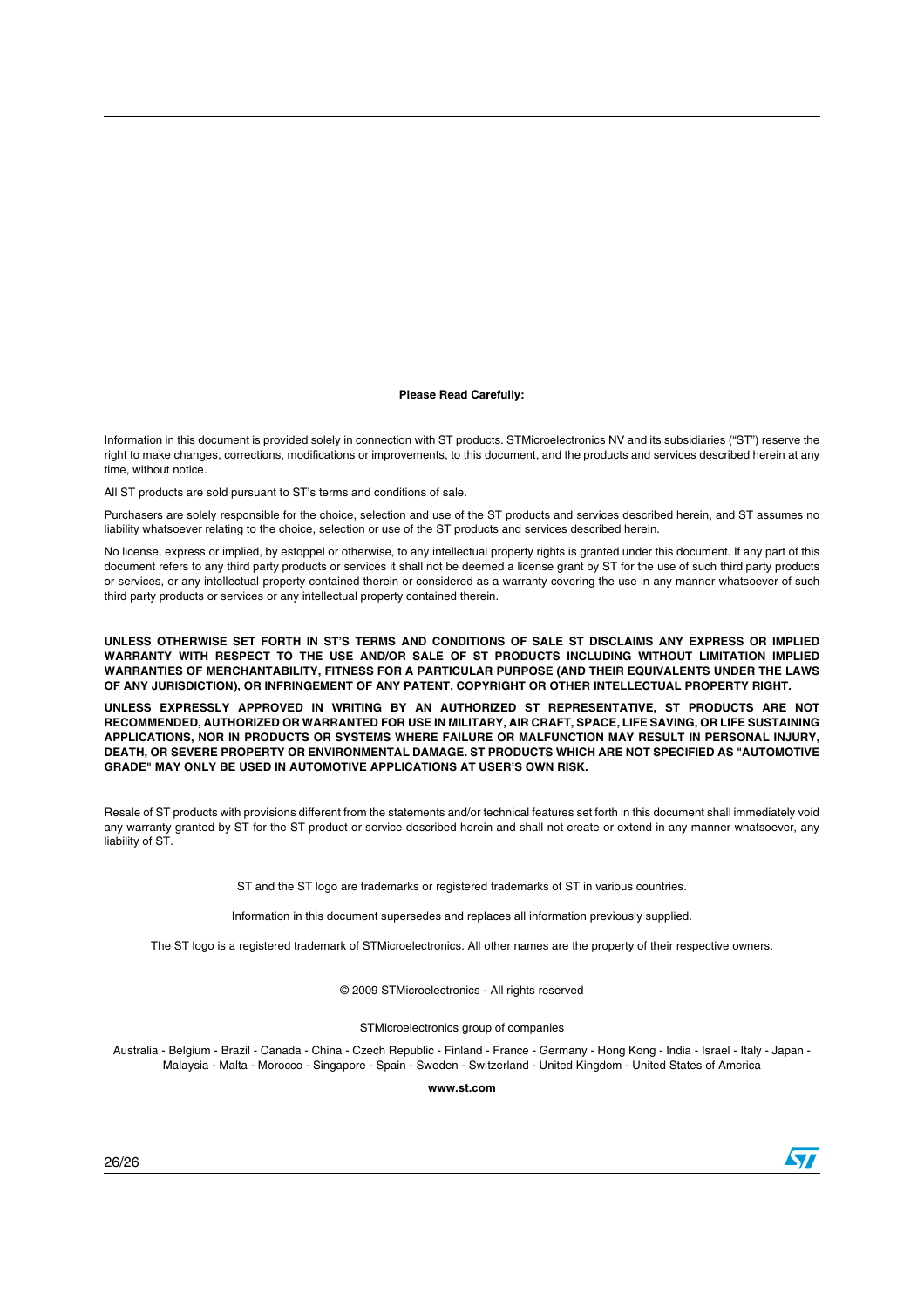**Please Read Carefully:**

Information in this document is provided solely in connection with ST products. STMicroelectronics NV and its subsidiaries ("ST") reserve the right to make changes, corrections, modifications or improvements, to this document, and the products and services described herein at any time, without notice.

All ST products are sold pursuant to ST's terms and conditions of sale.

Purchasers are solely responsible for the choice, selection and use of the ST products and services described herein, and ST assumes no liability whatsoever relating to the choice, selection or use of the ST products and services described herein.

No license, express or implied, by estoppel or otherwise, to any intellectual property rights is granted under this document. If any part of this document refers to any third party products or services it shall not be deemed a license grant by ST for the use of such third party products or services, or any intellectual property contained therein or considered as a warranty covering the use in any manner whatsoever of such third party products or services or any intellectual property contained therein.

**UNLESS OTHERWISE SET FORTH IN ST'S TERMS AND CONDITIONS OF SALE ST DISCLAIMS ANY EXPRESS OR IMPLIED WARRANTY WITH RESPECT TO THE USE AND/OR SALE OF ST PRODUCTS INCLUDING WITHOUT LIMITATION IMPLIED WARRANTIES OF MERCHANTABILITY, FITNESS FOR A PARTICULAR PURPOSE (AND THEIR EQUIVALENTS UNDER THE LAWS OF ANY JURISDICTION), OR INFRINGEMENT OF ANY PATENT, COPYRIGHT OR OTHER INTELLECTUAL PROPERTY RIGHT.**

**UNLESS EXPRESSLY APPROVED IN WRITING BY AN AUTHORIZED ST REPRESENTATIVE, ST PRODUCTS ARE NOT RECOMMENDED, AUTHORIZED OR WARRANTED FOR USE IN MILITARY, AIR CRAFT, SPACE, LIFE SAVING, OR LIFE SUSTAINING APPLICATIONS, NOR IN PRODUCTS OR SYSTEMS WHERE FAILURE OR MALFUNCTION MAY RESULT IN PERSONAL INJURY, DEATH, OR SEVERE PROPERTY OR ENVIRONMENTAL DAMAGE. ST PRODUCTS WHICH ARE NOT SPECIFIED AS "AUTOMOTIVE GRADE" MAY ONLY BE USED IN AUTOMOTIVE APPLICATIONS AT USER'S OWN RISK.**

Resale of ST products with provisions different from the statements and/or technical features set forth in this document shall immediately void any warranty granted by ST for the ST product or service described herein and shall not create or extend in any manner whatsoever, any liability of ST.

ST and the ST logo are trademarks or registered trademarks of ST in various countries.

Information in this document supersedes and replaces all information previously supplied.

The ST logo is a registered trademark of STMicroelectronics. All other names are the property of their respective owners.

© 2009 STMicroelectronics - All rights reserved

STMicroelectronics group of companies

Australia - Belgium - Brazil - Canada - China - Czech Republic - Finland - France - Germany - Hong Kong - India - Israel - Italy - Japan - Malaysia - Malta - Morocco - Singapore - Spain - Sweden - Switzerland - United Kingdom - United States of America

**www.st.com**